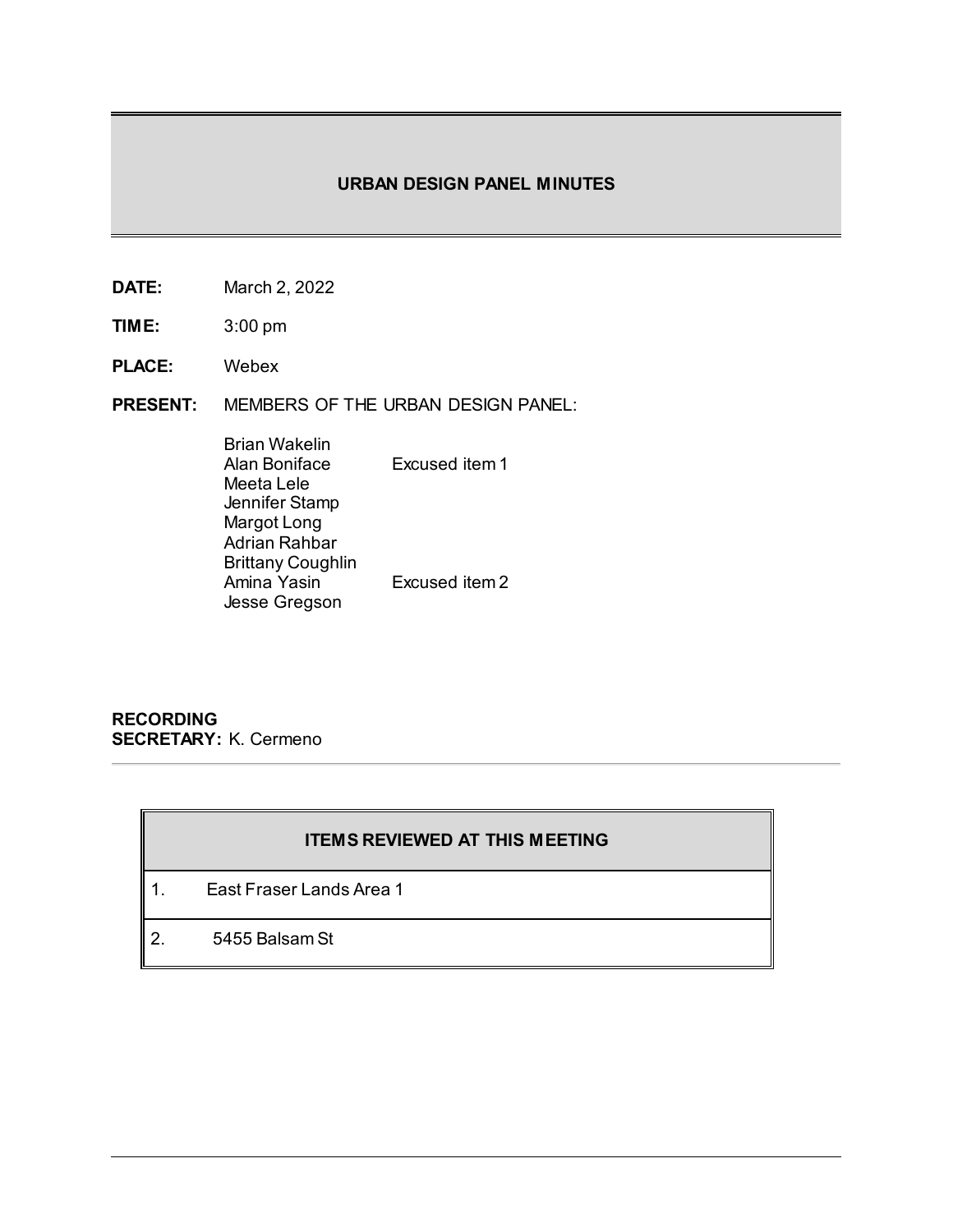# URBAN DESIGN PANEL MINUTES

**DATE:** March 2, 2022

**TIME:** 3:00 pm

**PLACE:** Webex

**PRESENT:** MEMBERS OF THE URBAN DESIGN PANEL:

| | |
|---|---|
| Brian Wakelin | |
| Alan Boniface | Excused item 1 |
| Meeta Lele | |
| Jennifer Stamp | |
| Margot Long | |
| Adrian Rahbar | |
| Brittany Coughlin | |
| Amina Yasin | Excused item 2 |
| Jesse Gregson | |

**RECORDING SECRETARY:** K. Cermeno

| ITEMS REVIEWED AT THIS MEETING | |
|---|---|
| 1. | East Fraser Lands Area 1 |
| 2. | 5455 Balsam St |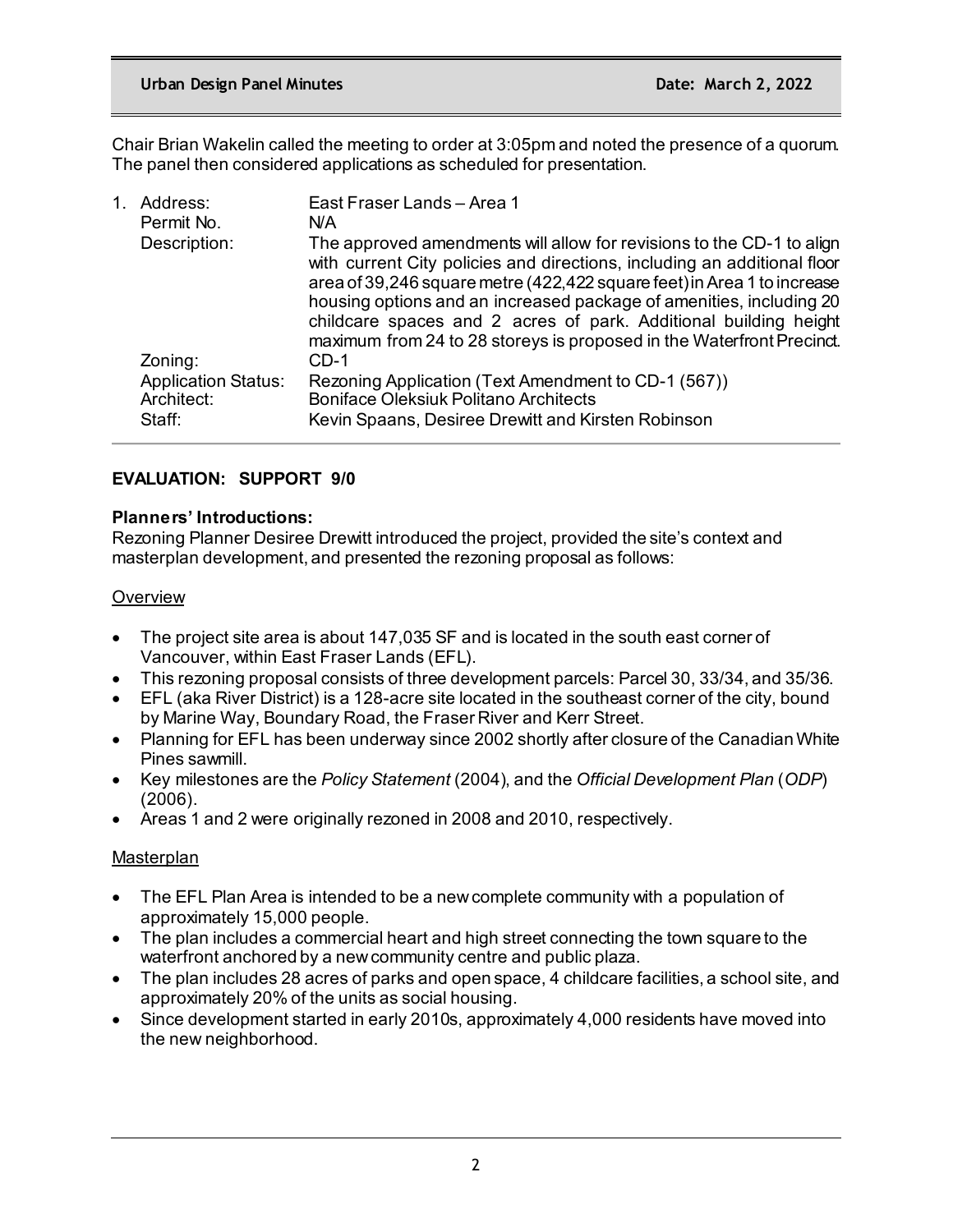Chair Brian Wakelin called the meeting to order at 3:05pm and noted the presence of a quorum. The panel then considered applications as scheduled for presentation.

1. Address: East Fraser Lands – Area 1

| | |
|---|---|
| Address: | East Fraser Lands – Area 1 |
| Permit No. | N/A |
| Description: | The approved amendments will allow for revisions to the CD-1 to align with current City policies and directions, including an additional floor area of 39,246 square metre (422,422 square feet) in Area 1 to increase housing options and an increased package of amenities, including 20 childcare spaces and 2 acres of park. Additional building height maximum from 24 to 28 storeys is proposed in the Waterfront Precinct. |
| Zoning: | CD-1 |
| Application Status: | Rezoning Application (Text Amendment to CD-1 (567)) |
| Architect: | Boniface Oleksiuk Politano Architects |
| Staff: | Kevin Spaans, Desiree Drewitt and Kirsten Robinson |

**EVALUATION: SUPPORT 9/0**

**Planners' Introductions:**
Rezoning Planner Desiree Drewitt introduced the project, provided the site's context and masterplan development, and presented the rezoning proposal as follows:

Overview

- The project site area is about 147,035 SF and is located in the south east corner of Vancouver, within East Fraser Lands (EFL).
- This rezoning proposal consists of three development parcels: Parcel 30, 33/34, and 35/36.
- EFL (aka River District) is a 128-acre site located in the southeast corner of the city, bound by Marine Way, Boundary Road, the Fraser River and Kerr Street.
- Planning for EFL has been underway since 2002 shortly after closure of the Canadian White Pines sawmill.
- Key milestones are the *Policy Statement* (2004), and the *Official Development Plan* (*ODP*) (2006).
- Areas 1 and 2 were originally rezoned in 2008 and 2010, respectively.

Masterplan

- The EFL Plan Area is intended to be a new complete community with a population of approximately 15,000 people.
- The plan includes a commercial heart and high street connecting the town square to the waterfront anchored by a new community centre and public plaza.
- The plan includes 28 acres of parks and open space, 4 childcare facilities, a school site, and approximately 20% of the units as social housing.
- Since development started in early 2010s, approximately 4,000 residents have moved into the new neighborhood.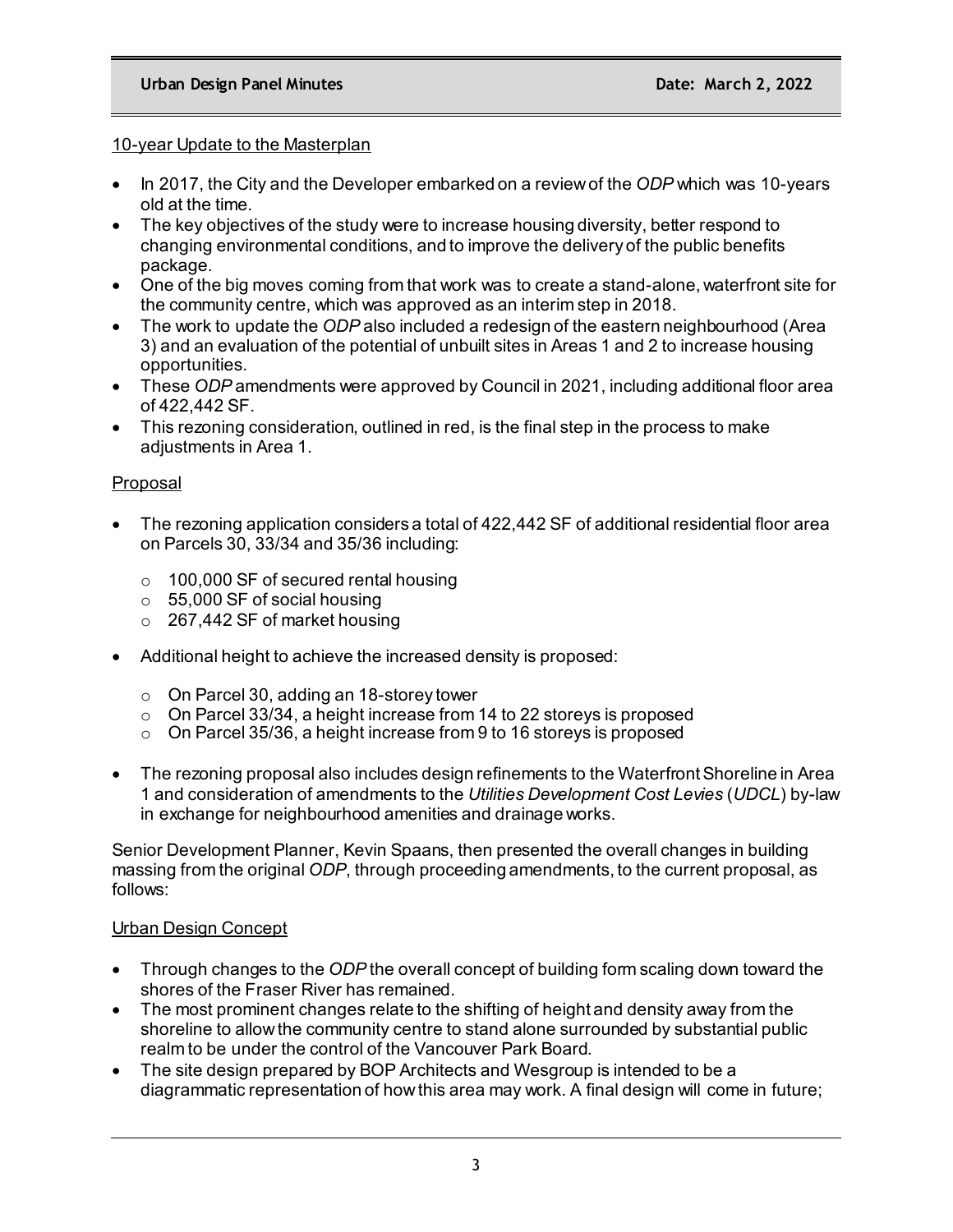10-year Update to the Masterplan

- In 2017, the City and the Developer embarked on a review of the *ODP* which was 10-years old at the time.
- The key objectives of the study were to increase housing diversity, better respond to changing environmental conditions, and to improve the delivery of the public benefits package.
- One of the big moves coming from that work was to create a stand-alone, waterfront site for the community centre, which was approved as an interim step in 2018.
- The work to update the *ODP* also included a redesign of the eastern neighbourhood (Area 3) and an evaluation of the potential of unbuilt sites in Areas 1 and 2 to increase housing opportunities.
- These *ODP* amendments were approved by Council in 2021, including additional floor area of 422,442 SF.
- This rezoning consideration, outlined in red, is the final step in the process to make adjustments in Area 1.

Proposal

- The rezoning application considers a total of 422,442 SF of additional residential floor area on Parcels 30, 33/34 and 35/36 including:
  - 100,000 SF of secured rental housing
  - 55,000 SF of social housing
  - 267,442 SF of market housing
- Additional height to achieve the increased density is proposed:
  - On Parcel 30, adding an 18-storey tower
  - On Parcel 33/34, a height increase from 14 to 22 storeys is proposed
  - On Parcel 35/36, a height increase from 9 to 16 storeys is proposed
- The rezoning proposal also includes design refinements to the Waterfront Shoreline in Area 1 and consideration of amendments to the *Utilities Development Cost Levies* (*UDCL*) by-law in exchange for neighbourhood amenities and drainage works.

Senior Development Planner, Kevin Spaans, then presented the overall changes in building massing from the original *ODP*, through proceeding amendments, to the current proposal, as follows:

Urban Design Concept

- Through changes to the *ODP* the overall concept of building form scaling down toward the shores of the Fraser River has remained.
- The most prominent changes relate to the shifting of height and density away from the shoreline to allow the community centre to stand alone surrounded by substantial public realm to be under the control of the Vancouver Park Board.
- The site design prepared by BOP Architects and Wesgroup is intended to be a diagrammatic representation of how this area may work. A final design will come in future;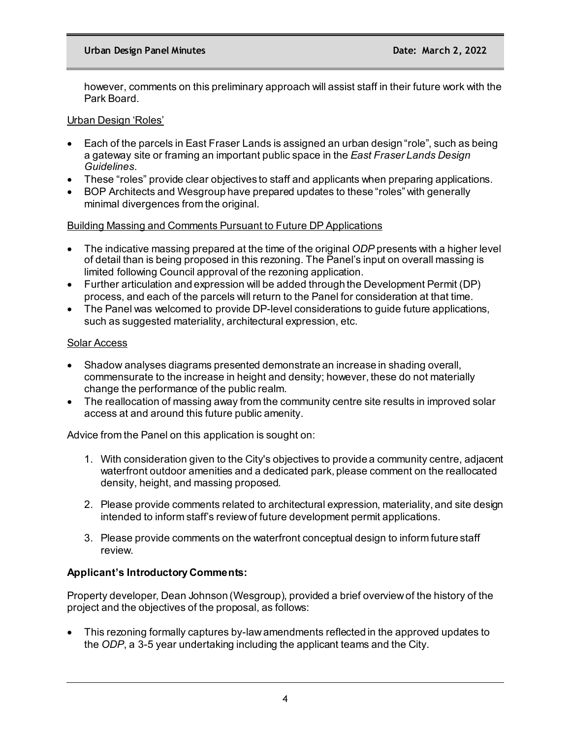however, comments on this preliminary approach will assist staff in their future work with the Park Board.

Urban Design 'Roles'

- Each of the parcels in East Fraser Lands is assigned an urban design "role", such as being a gateway site or framing an important public space in the *East Fraser Lands Design Guidelines*.
- These "roles" provide clear objectives to staff and applicants when preparing applications.
- BOP Architects and Wesgroup have prepared updates to these "roles" with generally minimal divergences from the original.

Building Massing and Comments Pursuant to Future DP Applications

- The indicative massing prepared at the time of the original *ODP* presents with a higher level of detail than is being proposed in this rezoning. The Panel's input on overall massing is limited following Council approval of the rezoning application.
- Further articulation and expression will be added through the Development Permit (DP) process, and each of the parcels will return to the Panel for consideration at that time.
- The Panel was welcomed to provide DP-level considerations to guide future applications, such as suggested materiality, architectural expression, etc.

Solar Access

- Shadow analyses diagrams presented demonstrate an increase in shading overall, commensurate to the increase in height and density; however, these do not materially change the performance of the public realm.
- The reallocation of massing away from the community centre site results in improved solar access at and around this future public amenity.

Advice from the Panel on this application is sought on:

1. With consideration given to the City's objectives to provide a community centre, adjacent waterfront outdoor amenities and a dedicated park, please comment on the reallocated density, height, and massing proposed.

2. Please provide comments related to architectural expression, materiality, and site design intended to inform staff's review of future development permit applications.

3. Please provide comments on the waterfront conceptual design to inform future staff review.

**Applicant's Introductory Comments:**

Property developer, Dean Johnson (Wesgroup), provided a brief overview of the history of the project and the objectives of the proposal, as follows:

- This rezoning formally captures by-law amendments reflected in the approved updates to the *ODP*, a 3-5 year undertaking including the applicant teams and the City.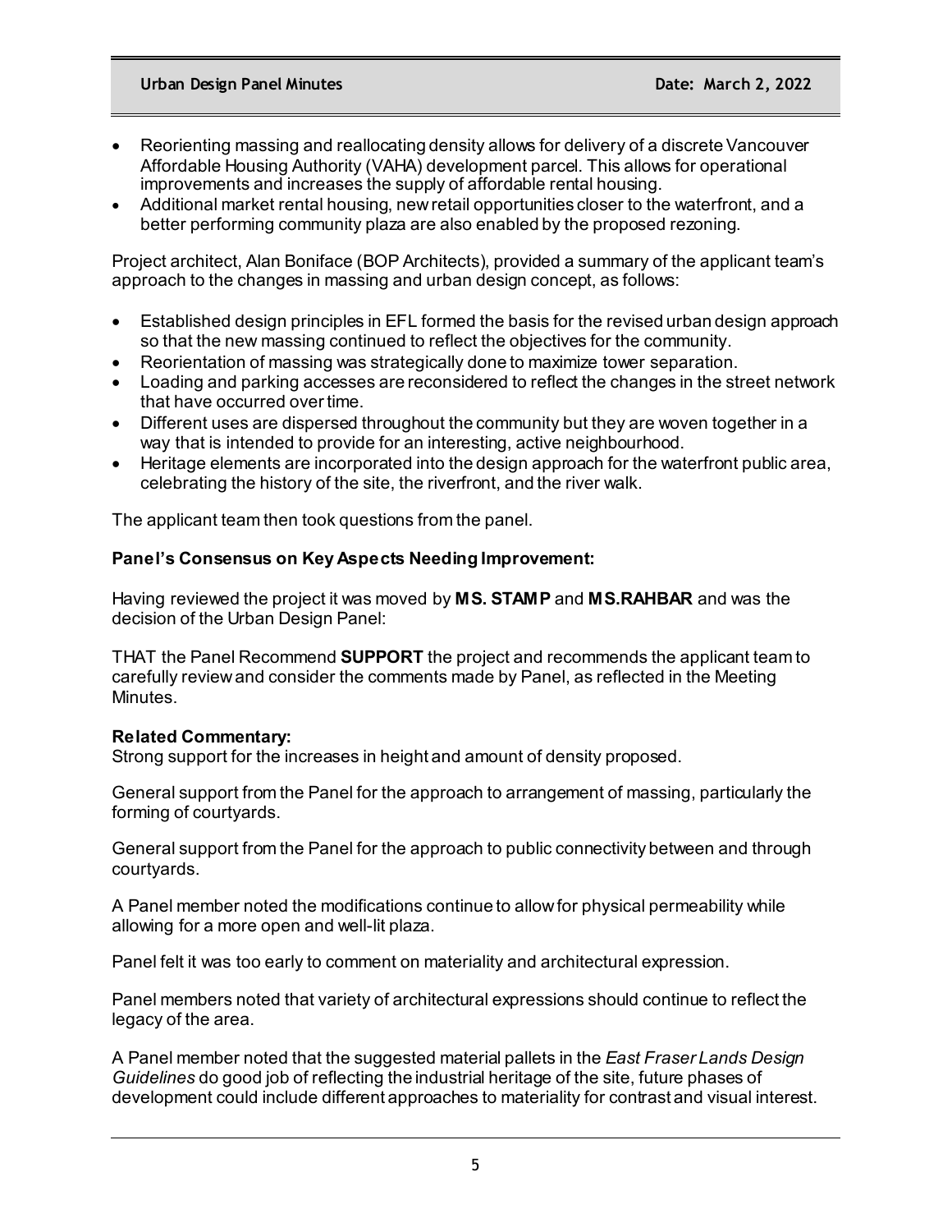- Reorienting massing and reallocating density allows for delivery of a discrete Vancouver Affordable Housing Authority (VAHA) development parcel. This allows for operational improvements and increases the supply of affordable rental housing.
- Additional market rental housing, new retail opportunities closer to the waterfront, and a better performing community plaza are also enabled by the proposed rezoning.

Project architect, Alan Boniface (BOP Architects), provided a summary of the applicant team's approach to the changes in massing and urban design concept, as follows:

- Established design principles in EFL formed the basis for the revised urban design approach so that the new massing continued to reflect the objectives for the community.
- Reorientation of massing was strategically done to maximize tower separation.
- Loading and parking accesses are reconsidered to reflect the changes in the street network that have occurred over time.
- Different uses are dispersed throughout the community but they are woven together in a way that is intended to provide for an interesting, active neighbourhood.
- Heritage elements are incorporated into the design approach for the waterfront public area, celebrating the history of the site, the riverfront, and the river walk.

The applicant team then took questions from the panel.

**Panel's Consensus on Key Aspects Needing Improvement:**

Having reviewed the project it was moved by **MS. STAMP** and **MS.RAHBAR** and was the decision of the Urban Design Panel:

THAT the Panel Recommend **SUPPORT** the project and recommends the applicant team to carefully review and consider the comments made by Panel, as reflected in the Meeting Minutes.

**Related Commentary:**
Strong support for the increases in height and amount of density proposed.

General support from the Panel for the approach to arrangement of massing, particularly the forming of courtyards.

General support from the Panel for the approach to public connectivity between and through courtyards.

A Panel member noted the modifications continue to allow for physical permeability while allowing for a more open and well-lit plaza.

Panel felt it was too early to comment on materiality and architectural expression.

Panel members noted that variety of architectural expressions should continue to reflect the legacy of the area.

A Panel member noted that the suggested material pallets in the *East Fraser Lands Design Guidelines* do good job of reflecting the industrial heritage of the site, future phases of development could include different approaches to materiality for contrast and visual interest.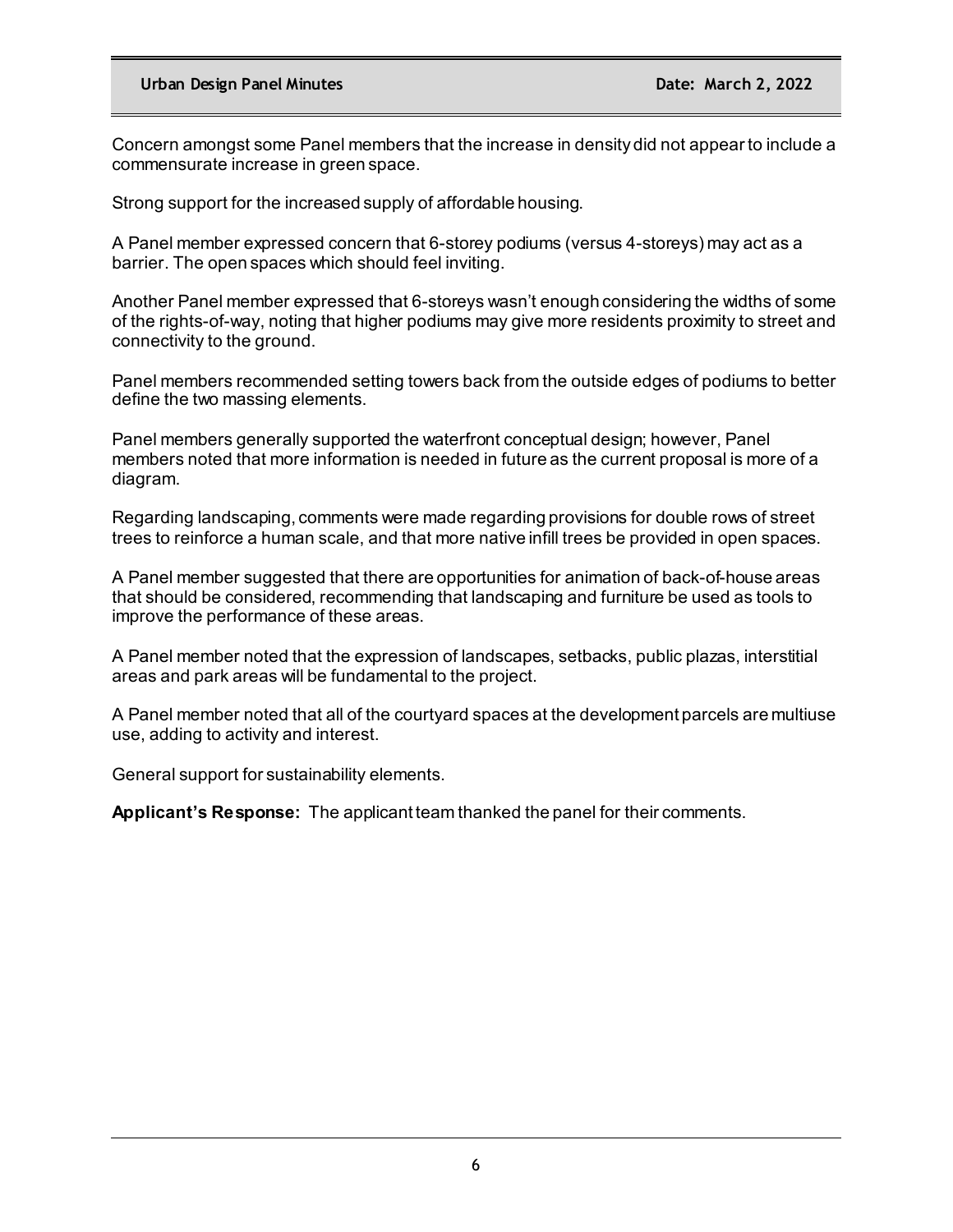Concern amongst some Panel members that the increase in density did not appear to include a commensurate increase in green space.

Strong support for the increased supply of affordable housing.

A Panel member expressed concern that 6-storey podiums (versus 4-storeys) may act as a barrier. The open spaces which should feel inviting.

Another Panel member expressed that 6-storeys wasn't enough considering the widths of some of the rights-of-way, noting that higher podiums may give more residents proximity to street and connectivity to the ground.

Panel members recommended setting towers back from the outside edges of podiums to better define the two massing elements.

Panel members generally supported the waterfront conceptual design; however, Panel members noted that more information is needed in future as the current proposal is more of a diagram.

Regarding landscaping, comments were made regarding provisions for double rows of street trees to reinforce a human scale, and that more native infill trees be provided in open spaces.

A Panel member suggested that there are opportunities for animation of back-of-house areas that should be considered, recommending that landscaping and furniture be used as tools to improve the performance of these areas.

A Panel member noted that the expression of landscapes, setbacks, public plazas, interstitial areas and park areas will be fundamental to the project.

A Panel member noted that all of the courtyard spaces at the development parcels are multiuse use, adding to activity and interest.

General support for sustainability elements.

**Applicant's Response:** The applicant team thanked the panel for their comments.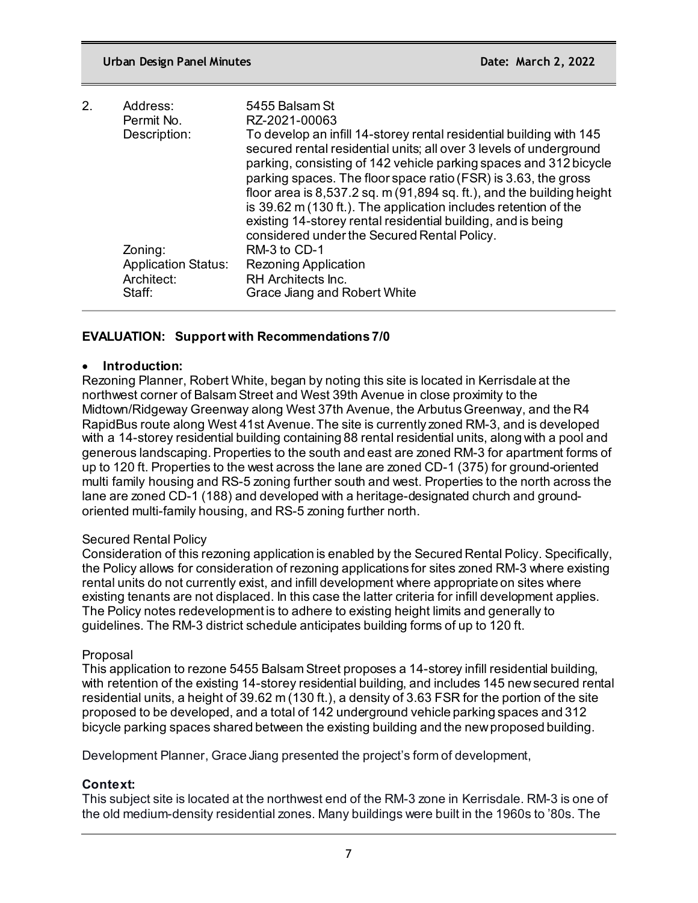2. Address: 5455 Balsam St
   Permit No. RZ-2021-00063
   Description: To develop an infill 14-storey rental residential building with 145 secured rental residential units; all over 3 levels of underground parking, consisting of 142 vehicle parking spaces and 312 bicycle parking spaces. The floor space ratio (FSR) is 3.63, the gross floor area is 8,537.2 sq. m (91,894 sq. ft.), and the building height is 39.62 m (130 ft.). The application includes retention of the existing 14-storey rental residential building, and is being considered under the Secured Rental Policy.
   Zoning: RM-3 to CD-1
   Application Status: Rezoning Application
   Architect: RH Architects Inc.
   Staff: Grace Jiang and Robert White

**EVALUATION: Support with Recommendations 7/0**

- **Introduction:**

Rezoning Planner, Robert White, began by noting this site is located in Kerrisdale at the northwest corner of Balsam Street and West 39th Avenue in close proximity to the Midtown/Ridgeway Greenway along West 37th Avenue, the Arbutus Greenway, and the R4 RapidBus route along West 41st Avenue. The site is currently zoned RM-3, and is developed with a 14-storey residential building containing 88 rental residential units, along with a pool and generous landscaping. Properties to the south and east are zoned RM-3 for apartment forms of up to 120 ft. Properties to the west across the lane are zoned CD-1 (375) for ground-oriented multi family housing and RS-5 zoning further south and west. Properties to the north across the lane are zoned CD-1 (188) and developed with a heritage-designated church and ground-oriented multi-family housing, and RS-5 zoning further north.

Secured Rental Policy

Consideration of this rezoning application is enabled by the Secured Rental Policy. Specifically, the Policy allows for consideration of rezoning applications for sites zoned RM-3 where existing rental units do not currently exist, and infill development where appropriate on sites where existing tenants are not displaced. In this case the latter criteria for infill development applies. The Policy notes redevelopment is to adhere to existing height limits and generally to guidelines. The RM-3 district schedule anticipates building forms of up to 120 ft.

Proposal

This application to rezone 5455 Balsam Street proposes a 14-storey infill residential building, with retention of the existing 14-storey residential building, and includes 145 new secured rental residential units, a height of 39.62 m (130 ft.), a density of 3.63 FSR for the portion of the site proposed to be developed, and a total of 142 underground vehicle parking spaces and 312 bicycle parking spaces shared between the existing building and the new proposed building.

Development Planner, Grace Jiang presented the project's form of development,

**Context:**

This subject site is located at the northwest end of the RM-3 zone in Kerrisdale. RM-3 is one of the old medium-density residential zones. Many buildings were built in the 1960s to '80s. The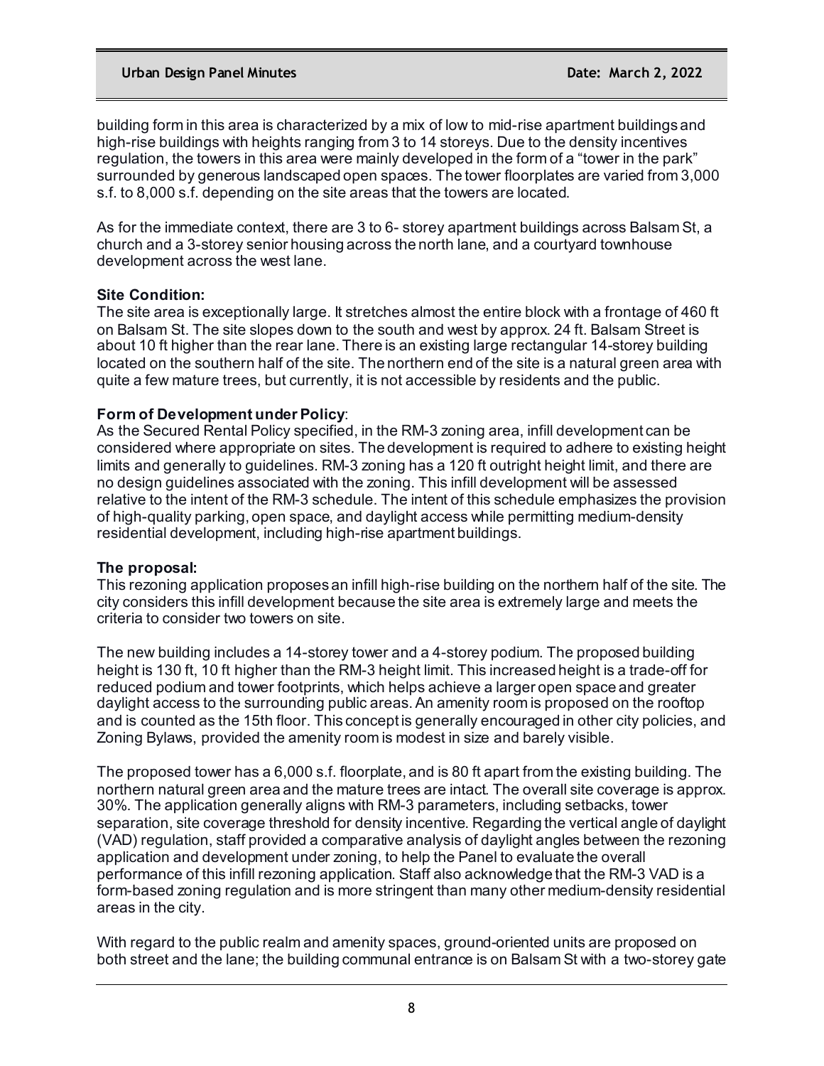building form in this area is characterized by a mix of low to mid-rise apartment buildings and high-rise buildings with heights ranging from 3 to 14 storeys. Due to the density incentives regulation, the towers in this area were mainly developed in the form of a "tower in the park" surrounded by generous landscaped open spaces. The tower floorplates are varied from 3,000 s.f. to 8,000 s.f. depending on the site areas that the towers are located.

As for the immediate context, there are 3 to 6- storey apartment buildings across Balsam St, a church and a 3-storey senior housing across the north lane, and a courtyard townhouse development across the west lane.

**Site Condition:**
The site area is exceptionally large. It stretches almost the entire block with a frontage of 460 ft on Balsam St. The site slopes down to the south and west by approx. 24 ft. Balsam Street is about 10 ft higher than the rear lane. There is an existing large rectangular 14-storey building located on the southern half of the site. The northern end of the site is a natural green area with quite a few mature trees, but currently, it is not accessible by residents and the public.

**Form of Development under Policy**:
As the Secured Rental Policy specified, in the RM-3 zoning area, infill development can be considered where appropriate on sites. The development is required to adhere to existing height limits and generally to guidelines. RM-3 zoning has a 120 ft outright height limit, and there are no design guidelines associated with the zoning. This infill development will be assessed relative to the intent of the RM-3 schedule. The intent of this schedule emphasizes the provision of high-quality parking, open space, and daylight access while permitting medium-density residential development, including high-rise apartment buildings.

**The proposal:**
This rezoning application proposes an infill high-rise building on the northern half of the site. The city considers this infill development because the site area is extremely large and meets the criteria to consider two towers on site.

The new building includes a 14-storey tower and a 4-storey podium. The proposed building height is 130 ft, 10 ft higher than the RM-3 height limit. This increased height is a trade-off for reduced podium and tower footprints, which helps achieve a larger open space and greater daylight access to the surrounding public areas. An amenity room is proposed on the rooftop and is counted as the 15th floor. This concept is generally encouraged in other city policies, and Zoning Bylaws, provided the amenity room is modest in size and barely visible.

The proposed tower has a 6,000 s.f. floorplate, and is 80 ft apart from the existing building. The northern natural green area and the mature trees are intact. The overall site coverage is approx. 30%. The application generally aligns with RM-3 parameters, including setbacks, tower separation, site coverage threshold for density incentive. Regarding the vertical angle of daylight (VAD) regulation, staff provided a comparative analysis of daylight angles between the rezoning application and development under zoning, to help the Panel to evaluate the overall performance of this infill rezoning application. Staff also acknowledge that the RM-3 VAD is a form-based zoning regulation and is more stringent than many other medium-density residential areas in the city.

With regard to the public realm and amenity spaces, ground-oriented units are proposed on both street and the lane; the building communal entrance is on Balsam St with a two-storey gate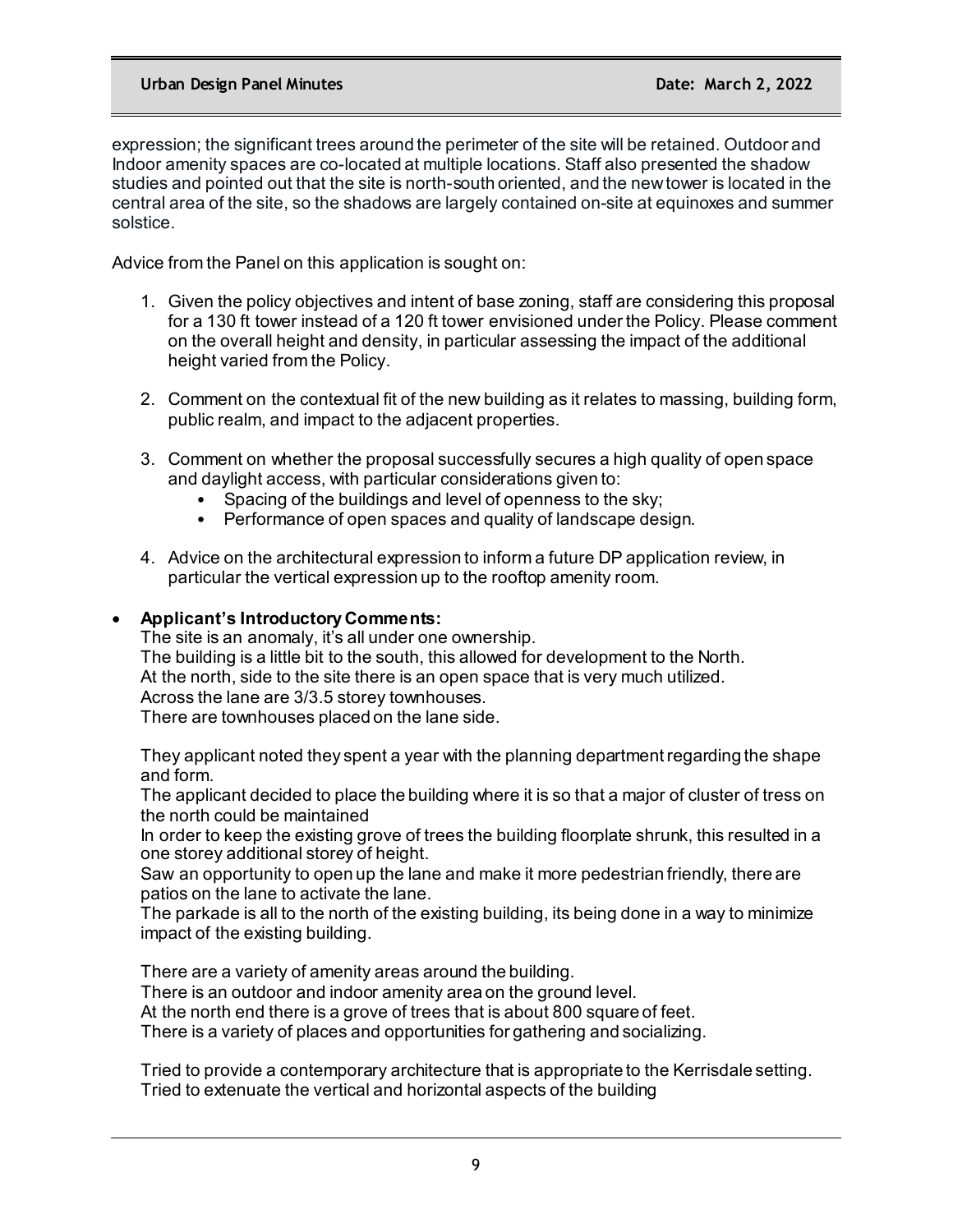expression; the significant trees around the perimeter of the site will be retained. Outdoor and Indoor amenity spaces are co-located at multiple locations. Staff also presented the shadow studies and pointed out that the site is north-south oriented, and the new tower is located in the central area of the site, so the shadows are largely contained on-site at equinoxes and summer solstice.

Advice from the Panel on this application is sought on:

1. Given the policy objectives and intent of base zoning, staff are considering this proposal for a 130 ft tower instead of a 120 ft tower envisioned under the Policy. Please comment on the overall height and density, in particular assessing the impact of the additional height varied from the Policy.

2. Comment on the contextual fit of the new building as it relates to massing, building form, public realm, and impact to the adjacent properties.

3. Comment on whether the proposal successfully secures a high quality of open space and daylight access, with particular considerations given to:
   - Spacing of the buildings and level of openness to the sky;
   - Performance of open spaces and quality of landscape design.

4. Advice on the architectural expression to inform a future DP application review, in particular the vertical expression up to the rooftop amenity room.

- **Applicant's Introductory Comments:**

  The site is an anomaly, it's all under one ownership.
  The building is a little bit to the south, this allowed for development to the North.
  At the north, side to the site there is an open space that is very much utilized.
  Across the lane are 3/3.5 storey townhouses.
  There are townhouses placed on the lane side.

  They applicant noted they spent a year with the planning department regarding the shape and form.
  The applicant decided to place the building where it is so that a major of cluster of tress on the north could be maintained
  In order to keep the existing grove of trees the building floorplate shrunk, this resulted in a one storey additional storey of height.
  Saw an opportunity to open up the lane and make it more pedestrian friendly, there are patios on the lane to activate the lane.
  The parkade is all to the north of the existing building, its being done in a way to minimize impact of the existing building.

  There are a variety of amenity areas around the building.
  There is an outdoor and indoor amenity area on the ground level.
  At the north end there is a grove of trees that is about 800 square of feet.
  There is a variety of places and opportunities for gathering and socializing.

  Tried to provide a contemporary architecture that is appropriate to the Kerrisdale setting.
  Tried to extenuate the vertical and horizontal aspects of the building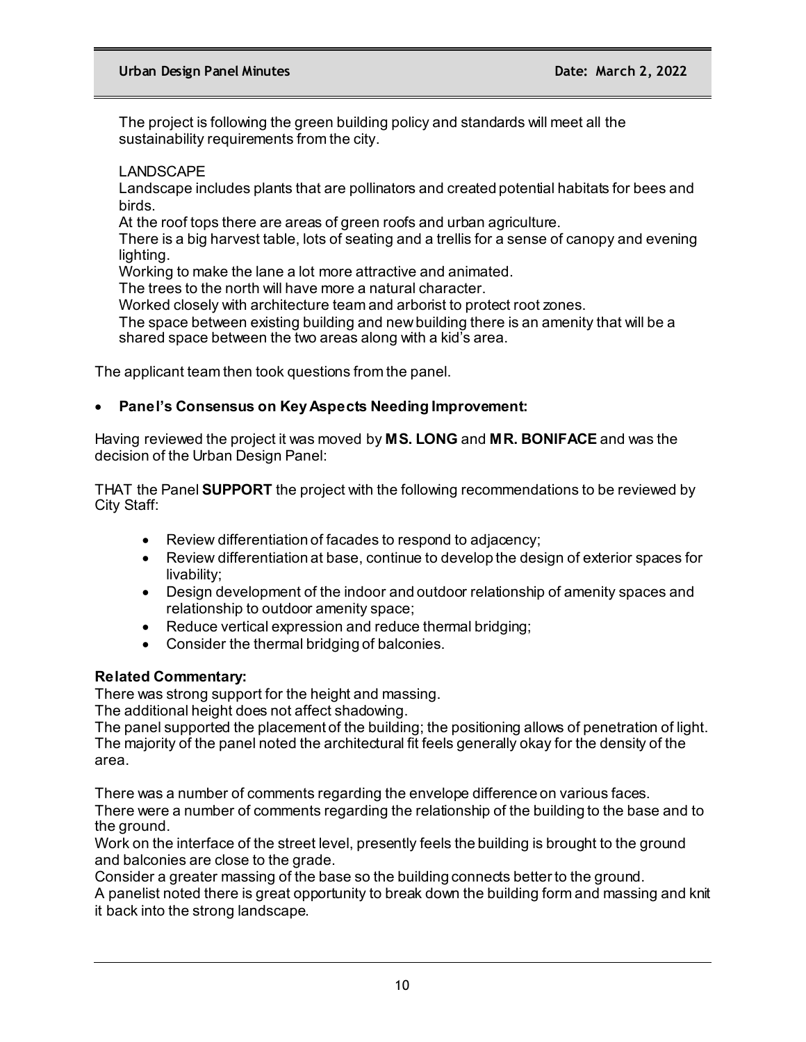The project is following the green building policy and standards will meet all the sustainability requirements from the city.

LANDSCAPE

Landscape includes plants that are pollinators and created potential habitats for bees and birds.

At the roof tops there are areas of green roofs and urban agriculture.

There is a big harvest table, lots of seating and a trellis for a sense of canopy and evening lighting.

Working to make the lane a lot more attractive and animated.

The trees to the north will have more a natural character.

Worked closely with architecture team and arborist to protect root zones.

The space between existing building and new building there is an amenity that will be a shared space between the two areas along with a kid's area.

The applicant team then took questions from the panel.

- **Panel's Consensus on Key Aspects Needing Improvement:**

Having reviewed the project it was moved by **MS. LONG** and **MR. BONIFACE** and was the decision of the Urban Design Panel:

THAT the Panel **SUPPORT** the project with the following recommendations to be reviewed by City Staff:

- Review differentiation of facades to respond to adjacency;
- Review differentiation at base, continue to develop the design of exterior spaces for livability;
- Design development of the indoor and outdoor relationship of amenity spaces and relationship to outdoor amenity space;
- Reduce vertical expression and reduce thermal bridging;
- Consider the thermal bridging of balconies.

**Related Commentary:**

There was strong support for the height and massing.

The additional height does not affect shadowing.

The panel supported the placement of the building; the positioning allows of penetration of light.

The majority of the panel noted the architectural fit feels generally okay for the density of the area.

There was a number of comments regarding the envelope difference on various faces.

There were a number of comments regarding the relationship of the building to the base and to the ground.

Work on the interface of the street level, presently feels the building is brought to the ground and balconies are close to the grade.

Consider a greater massing of the base so the building connects better to the ground.

A panelist noted there is great opportunity to break down the building form and massing and knit it back into the strong landscape.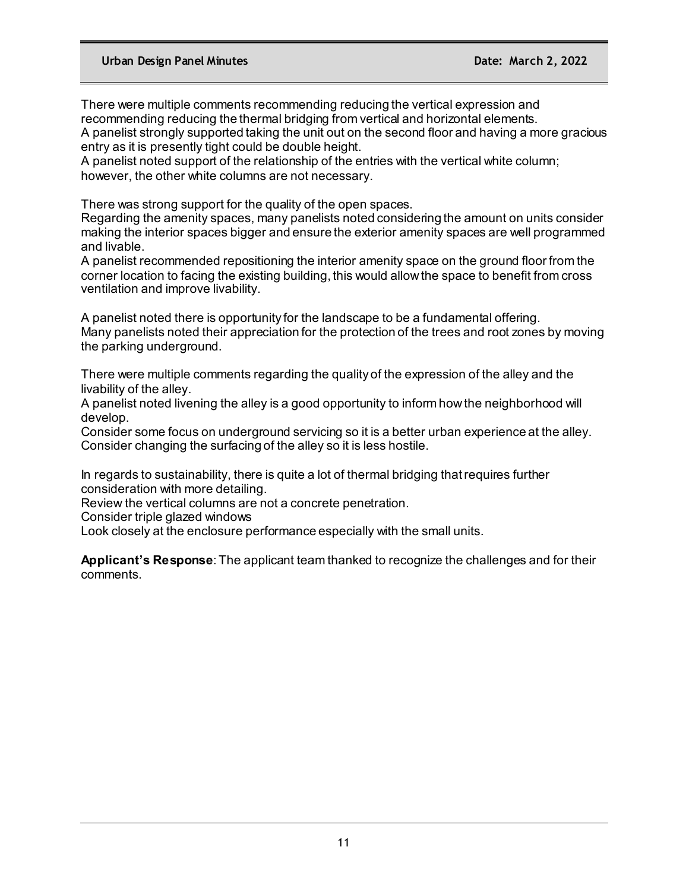There were multiple comments recommending reducing the vertical expression and recommending reducing the thermal bridging from vertical and horizontal elements.
A panelist strongly supported taking the unit out on the second floor and having a more gracious entry as it is presently tight could be double height.
A panelist noted support of the relationship of the entries with the vertical white column; however, the other white columns are not necessary.

There was strong support for the quality of the open spaces.
Regarding the amenity spaces, many panelists noted considering the amount on units consider making the interior spaces bigger and ensure the exterior amenity spaces are well programmed and livable.
A panelist recommended repositioning the interior amenity space on the ground floor from the corner location to facing the existing building, this would allow the space to benefit from cross ventilation and improve livability.

A panelist noted there is opportunity for the landscape to be a fundamental offering.
Many panelists noted their appreciation for the protection of the trees and root zones by moving the parking underground.

There were multiple comments regarding the quality of the expression of the alley and the livability of the alley.
A panelist noted livening the alley is a good opportunity to inform how the neighborhood will develop.
Consider some focus on underground servicing so it is a better urban experience at the alley.
Consider changing the surfacing of the alley so it is less hostile.

In regards to sustainability, there is quite a lot of thermal bridging that requires further consideration with more detailing.
Review the vertical columns are not a concrete penetration.
Consider triple glazed windows
Look closely at the enclosure performance especially with the small units.

**Applicant's Response**: The applicant team thanked to recognize the challenges and for their comments.